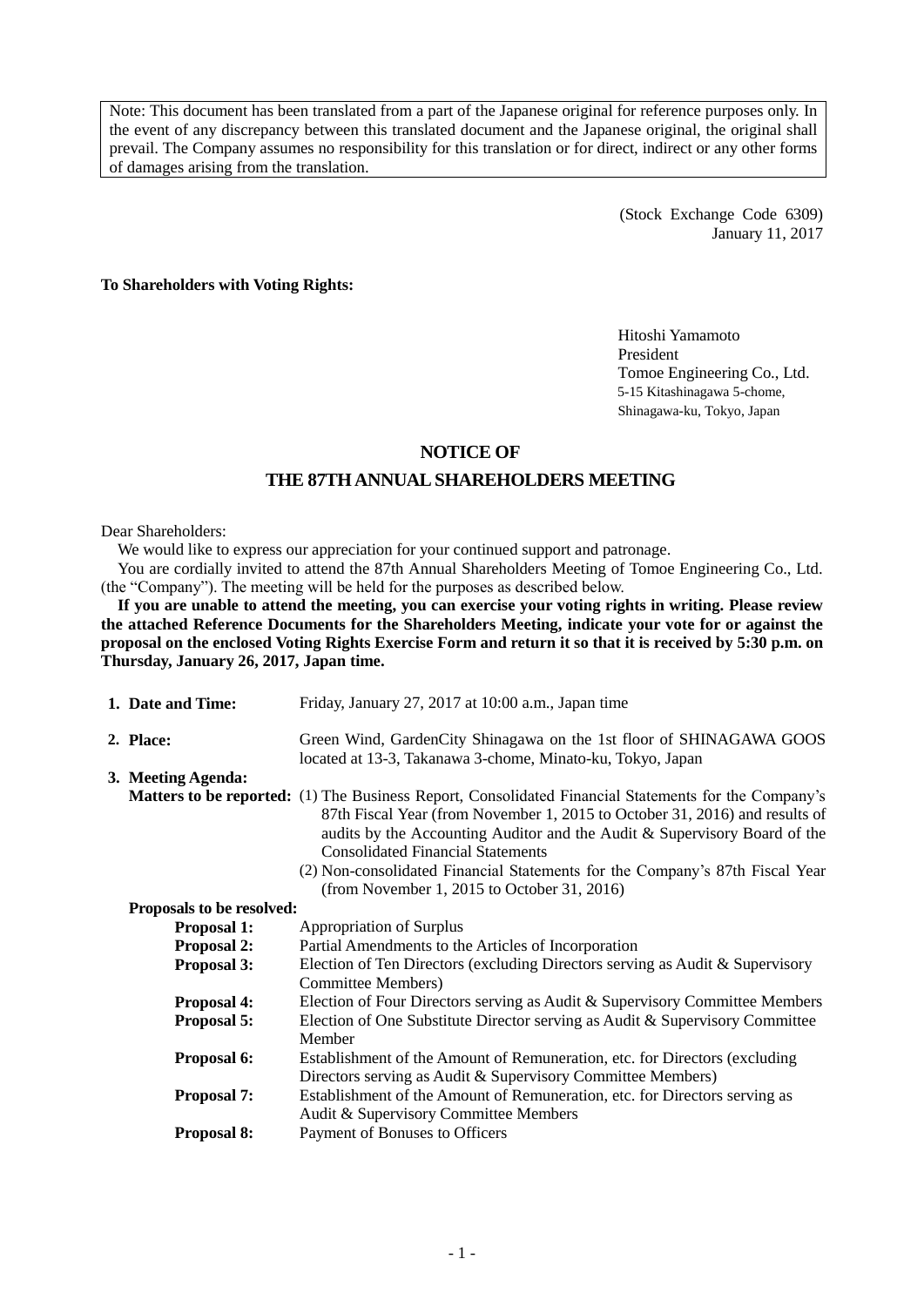Note: This document has been translated from a part of the Japanese original for reference purposes only. In the event of any discrepancy between this translated document and the Japanese original, the original shall prevail. The Company assumes no responsibility for this translation or for direct, indirect or any other forms of damages arising from the translation.

(Stock Exchange Code 6309)
January 11, 2017

**To Shareholders with Voting Rights:**

Hitoshi Yamamoto
President
Tomoe Engineering Co., Ltd.
5-15 Kitashinagawa 5-chome,
Shinagawa-ku, Tokyo, Japan

# NOTICE OF
# THE 87TH ANNUAL SHAREHOLDERS MEETING

Dear Shareholders:

We would like to express our appreciation for your continued support and patronage.

You are cordially invited to attend the 87th Annual Shareholders Meeting of Tomoe Engineering Co., Ltd. (the "Company"). The meeting will be held for the purposes as described below.

**If you are unable to attend the meeting, you can exercise your voting rights in writing. Please review the attached Reference Documents for the Shareholders Meeting, indicate your vote for or against the proposal on the enclosed Voting Rights Exercise Form and return it so that it is received by 5:30 p.m. on Thursday, January 26, 2017, Japan time.**

**1. Date and Time:** Friday, January 27, 2017 at 10:00 a.m., Japan time

**2. Place:** Green Wind, GardenCity Shinagawa on the 1st floor of SHINAGAWA GOOS located at 13-3, Takanawa 3-chome, Minato-ku, Tokyo, Japan

**3. Meeting Agenda:**

**Matters to be reported:**
(1) The Business Report, Consolidated Financial Statements for the Company's 87th Fiscal Year (from November 1, 2015 to October 31, 2016) and results of audits by the Accounting Auditor and the Audit & Supervisory Board of the Consolidated Financial Statements
(2) Non-consolidated Financial Statements for the Company's 87th Fiscal Year (from November 1, 2015 to October 31, 2016)

**Proposals to be resolved:**

**Proposal 1:** Appropriation of Surplus

**Proposal 2:** Partial Amendments to the Articles of Incorporation

**Proposal 3:** Election of Ten Directors (excluding Directors serving as Audit & Supervisory Committee Members)

**Proposal 4:** Election of Four Directors serving as Audit & Supervisory Committee Members

**Proposal 5:** Election of One Substitute Director serving as Audit & Supervisory Committee Member

**Proposal 6:** Establishment of the Amount of Remuneration, etc. for Directors (excluding Directors serving as Audit & Supervisory Committee Members)

**Proposal 7:** Establishment of the Amount of Remuneration, etc. for Directors serving as Audit & Supervisory Committee Members

**Proposal 8:** Payment of Bonuses to Officers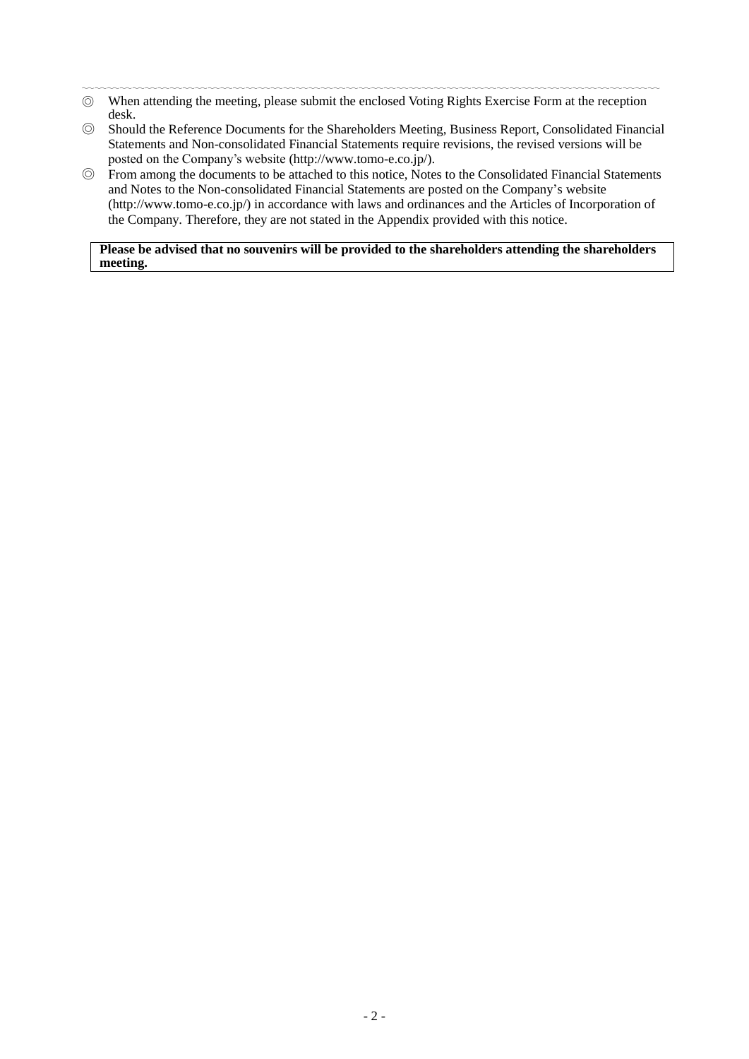〰〰〰〰〰〰〰〰〰〰〰〰〰〰〰〰〰〰〰〰〰〰〰〰〰〰〰〰〰〰〰〰〰〰〰〰〰〰〰〰

◎ When attending the meeting, please submit the enclosed Voting Rights Exercise Form at the reception desk.

◎ Should the Reference Documents for the Shareholders Meeting, Business Report, Consolidated Financial Statements and Non-consolidated Financial Statements require revisions, the revised versions will be posted on the Company's website (http://www.tomo-e.co.jp/).

◎ From among the documents to be attached to this notice, Notes to the Consolidated Financial Statements and Notes to the Non-consolidated Financial Statements are posted on the Company's website (http://www.tomo-e.co.jp/) in accordance with laws and ordinances and the Articles of Incorporation of the Company. Therefore, they are not stated in the Appendix provided with this notice.

**Please be advised that no souvenirs will be provided to the shareholders attending the shareholders meeting.**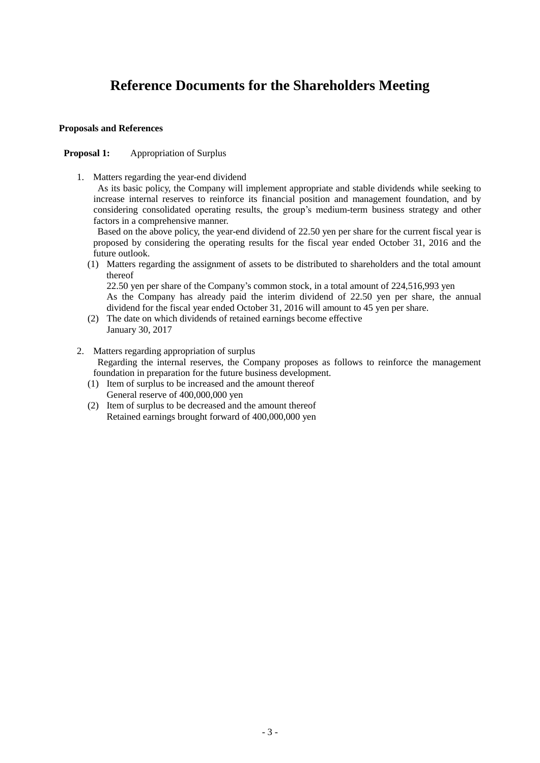# Reference Documents for the Shareholders Meeting

**Proposals and References**

**Proposal 1:** Appropriation of Surplus

1. Matters regarding the year-end dividend

   As its basic policy, the Company will implement appropriate and stable dividends while seeking to increase internal reserves to reinforce its financial position and management foundation, and by considering consolidated operating results, the group's medium-term business strategy and other factors in a comprehensive manner.

   Based on the above policy, the year-end dividend of 22.50 yen per share for the current fiscal year is proposed by considering the operating results for the fiscal year ended October 31, 2016 and the future outlook.

   (1) Matters regarding the assignment of assets to be distributed to shareholders and the total amount thereof

   22.50 yen per share of the Company's common stock, in a total amount of 224,516,993 yen

   As the Company has already paid the interim dividend of 22.50 yen per share, the annual dividend for the fiscal year ended October 31, 2016 will amount to 45 yen per share.

   (2) The date on which dividends of retained earnings become effective

   January 30, 2017

2. Matters regarding appropriation of surplus

   Regarding the internal reserves, the Company proposes as follows to reinforce the management foundation in preparation for the future business development.

   (1) Item of surplus to be increased and the amount thereof

   General reserve of 400,000,000 yen

   (2) Item of surplus to be decreased and the amount thereof

   Retained earnings brought forward of 400,000,000 yen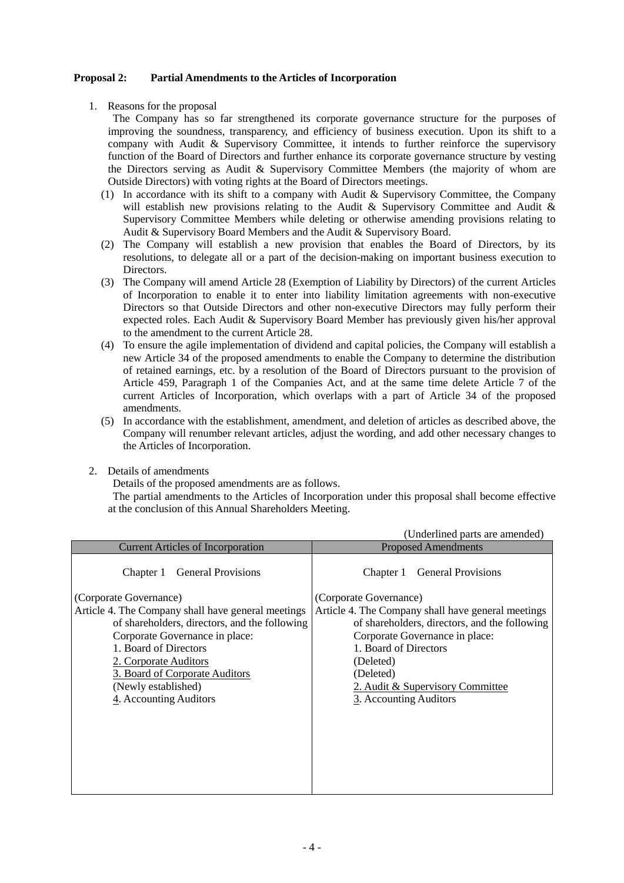**Proposal 2: Partial Amendments to the Articles of Incorporation**

1. Reasons for the proposal

   The Company has so far strengthened its corporate governance structure for the purposes of improving the soundness, transparency, and efficiency of business execution. Upon its shift to a company with Audit & Supervisory Committee, it intends to further reinforce the supervisory function of the Board of Directors and further enhance its corporate governance structure by vesting the Directors serving as Audit & Supervisory Committee Members (the majority of whom are Outside Directors) with voting rights at the Board of Directors meetings.

   (1) In accordance with its shift to a company with Audit & Supervisory Committee, the Company will establish new provisions relating to the Audit & Supervisory Committee and Audit & Supervisory Committee Members while deleting or otherwise amending provisions relating to Audit & Supervisory Board Members and the Audit & Supervisory Board.

   (2) The Company will establish a new provision that enables the Board of Directors, by its resolutions, to delegate all or a part of the decision-making on important business execution to Directors.

   (3) The Company will amend Article 28 (Exemption of Liability by Directors) of the current Articles of Incorporation to enable it to enter into liability limitation agreements with non-executive Directors so that Outside Directors and other non-executive Directors may fully perform their expected roles. Each Audit & Supervisory Board Member has previously given his/her approval to the amendment to the current Article 28.

   (4) To ensure the agile implementation of dividend and capital policies, the Company will establish a new Article 34 of the proposed amendments to enable the Company to determine the distribution of retained earnings, etc. by a resolution of the Board of Directors pursuant to the provision of Article 459, Paragraph 1 of the Companies Act, and at the same time delete Article 7 of the current Articles of Incorporation, which overlaps with a part of Article 34 of the proposed amendments.

   (5) In accordance with the establishment, amendment, and deletion of articles as described above, the Company will renumber relevant articles, adjust the wording, and add other necessary changes to the Articles of Incorporation.

2. Details of amendments

   Details of the proposed amendments are as follows.

   The partial amendments to the Articles of Incorporation under this proposal shall become effective at the conclusion of this Annual Shareholders Meeting.

(Underlined parts are amended)

| Current Articles of Incorporation | Proposed Amendments |
|---|---|
| Chapter 1 General Provisions | Chapter 1 General Provisions |
| (Corporate Governance)<br>Article 4. The Company shall have general meetings of shareholders, directors, and the following Corporate Governance in place:<br>1. Board of Directors<br><u>2. Corporate Auditors</u><br><u>3. Board of Corporate Auditors</u><br>(Newly established)<br><u>4</u>. Accounting Auditors | (Corporate Governance)<br>Article 4. The Company shall have general meetings of shareholders, directors, and the following Corporate Governance in place:<br>1. Board of Directors<br>(Deleted)<br>(Deleted)<br><u>2. Audit & Supervisory Committee</u><br><u>3</u>. Accounting Auditors |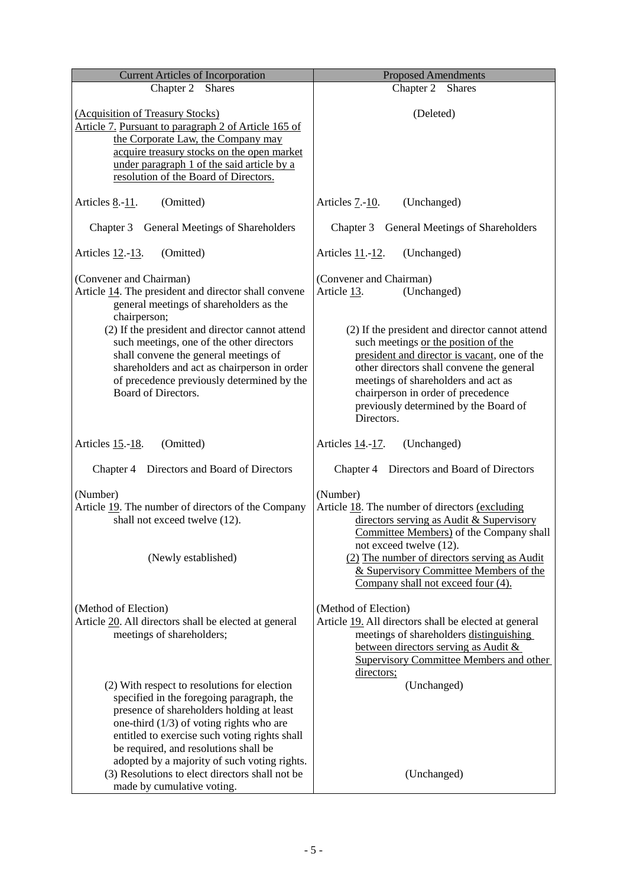| Current Articles of Incorporation | Proposed Amendments |
|---|---|
| Chapter 2 Shares | Chapter 2 Shares |
| (Acquisition of Treasury Stocks)<br>Article 7. Pursuant to paragraph 2 of Article 165 of the Corporate Law, the Company may acquire treasury stocks on the open market under paragraph 1 of the said article by a resolution of the Board of Directors. | (Deleted) |
| Articles 8.-11. (Omitted) | Articles 7.-10. (Unchanged) |
| Chapter 3 General Meetings of Shareholders | Chapter 3 General Meetings of Shareholders |
| Articles 12.-13. (Omitted) | Articles 11.-12. (Unchanged) |
| (Convener and Chairman)<br>Article 14. The president and director shall convene general meetings of shareholders as the chairperson; | (Convener and Chairman)<br>Article 13. (Unchanged) |
| (2) If the president and director cannot attend such meetings, one of the other directors shall convene the general meetings of shareholders and act as chairperson in order of precedence previously determined by the Board of Directors. | (2) If the president and director cannot attend such meetings or the position of the president and director is vacant, one of the other directors shall convene the general meetings of shareholders and act as chairperson in order of precedence previously determined by the Board of Directors. |
| Articles 15.-18. (Omitted) | Articles 14.-17. (Unchanged) |
| Chapter 4 Directors and Board of Directors | Chapter 4 Directors and Board of Directors |
| (Number)<br>Article 19. The number of directors of the Company shall not exceed twelve (12). | (Number)<br>Article 18. The number of directors (excluding directors serving as Audit & Supervisory Committee Members) of the Company shall not exceed twelve (12). |
| (Newly established) | (2) The number of directors serving as Audit & Supervisory Committee Members of the Company shall not exceed four (4). |
| (Method of Election)<br>Article 20. All directors shall be elected at general meetings of shareholders; | (Method of Election)<br>Article 19. All directors shall be elected at general meetings of shareholders distinguishing between directors serving as Audit & Supervisory Committee Members and other directors; |
| (2) With respect to resolutions for election specified in the foregoing paragraph, the presence of shareholders holding at least one-third (1/3) of voting rights who are entitled to exercise such voting rights shall be required, and resolutions shall be adopted by a majority of such voting rights. | (Unchanged) |
| (3) Resolutions to elect directors shall not be made by cumulative voting. | (Unchanged) |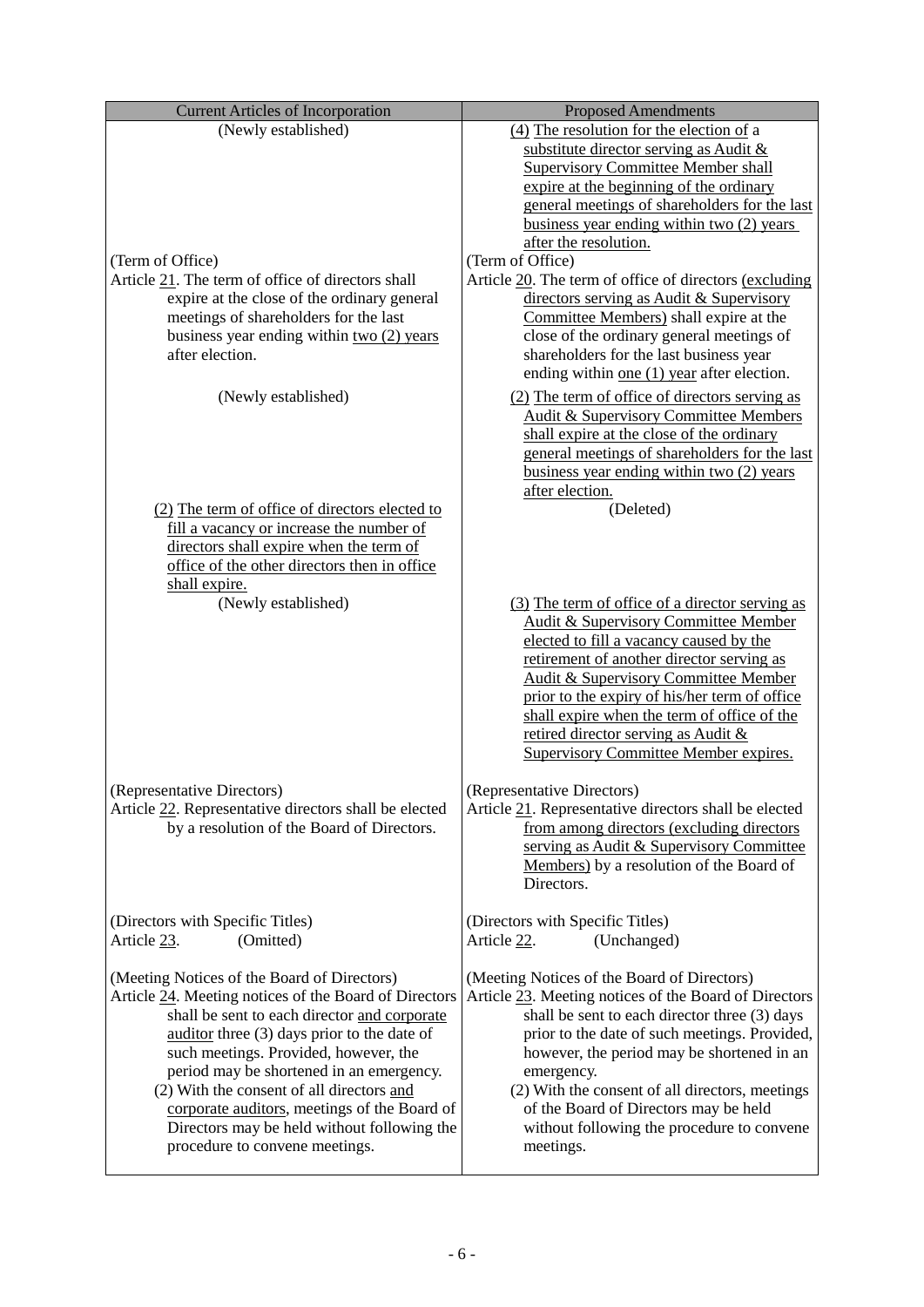| Current Articles of Incorporation | Proposed Amendments |
|---|---|
| (Newly established) | (4) The resolution for the election of a substitute director serving as Audit & Supervisory Committee Member shall expire at the beginning of the ordinary general meetings of shareholders for the last business year ending within two (2) years after the resolution. |
| (Term of Office)<br>Article 21. The term of office of directors shall expire at the close of the ordinary general meetings of shareholders for the last business year ending within two (2) years after election. | (Term of Office)<br>Article 20. The term of office of directors (excluding directors serving as Audit & Supervisory Committee Members) shall expire at the close of the ordinary general meetings of shareholders for the last business year ending within one (1) year after election. |
| (Newly established) | (2) The term of office of directors serving as Audit & Supervisory Committee Members shall expire at the close of the ordinary general meetings of shareholders for the last business year ending within two (2) years after election. |
| (2) The term of office of directors elected to fill a vacancy or increase the number of directors shall expire when the term of office of the other directors then in office shall expire. | (Deleted) |
| (Newly established) | (3) The term of office of a director serving as Audit & Supervisory Committee Member elected to fill a vacancy caused by the retirement of another director serving as Audit & Supervisory Committee Member prior to the expiry of his/her term of office shall expire when the term of office of the retired director serving as Audit & Supervisory Committee Member expires. |
| (Representative Directors)<br>Article 22. Representative directors shall be elected by a resolution of the Board of Directors. | (Representative Directors)<br>Article 21. Representative directors shall be elected from among directors (excluding directors serving as Audit & Supervisory Committee Members) by a resolution of the Board of Directors. |
| (Directors with Specific Titles)<br>Article 23. (Omitted) | (Directors with Specific Titles)<br>Article 22. (Unchanged) |
| (Meeting Notices of the Board of Directors)<br>Article 24. Meeting notices of the Board of Directors shall be sent to each director and corporate auditor three (3) days prior to the date of such meetings. Provided, however, the period may be shortened in an emergency.<br>(2) With the consent of all directors and corporate auditors, meetings of the Board of Directors may be held without following the procedure to convene meetings. | (Meeting Notices of the Board of Directors)<br>Article 23. Meeting notices of the Board of Directors shall be sent to each director three (3) days prior to the date of such meetings. Provided, however, the period may be shortened in an emergency.<br>(2) With the consent of all directors, meetings of the Board of Directors may be held without following the procedure to convene meetings. |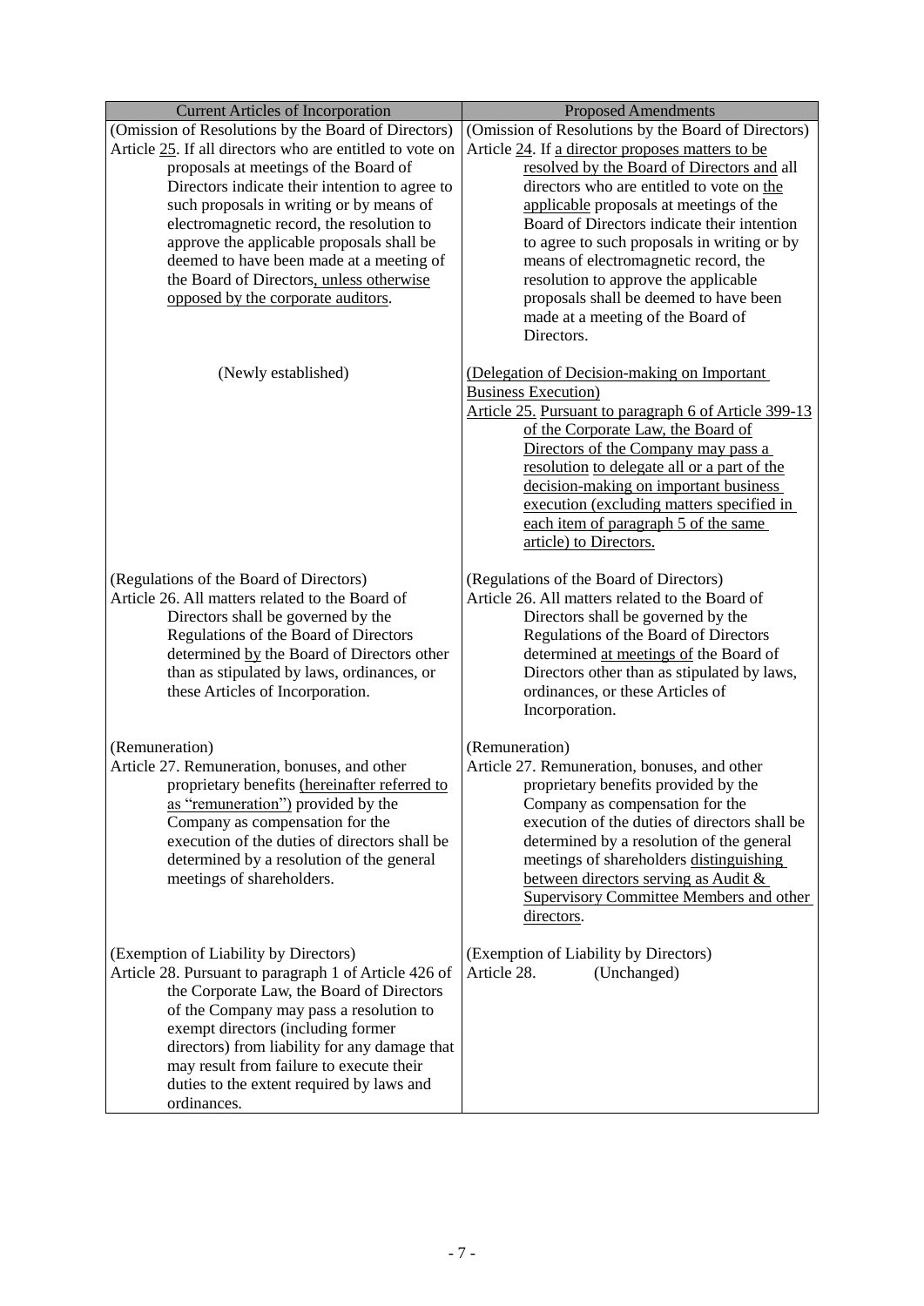| Current Articles of Incorporation | Proposed Amendments |
|---|---|
| (Omission of Resolutions by the Board of Directors)<br>Article 25. If all directors who are entitled to vote on proposals at meetings of the Board of Directors indicate their intention to agree to such proposals in writing or by means of electromagnetic record, the resolution to approve the applicable proposals shall be deemed to have been made at a meeting of the Board of Directors, unless otherwise opposed by the corporate auditors. | (Omission of Resolutions by the Board of Directors)<br>Article 24. If a director proposes matters to be resolved by the Board of Directors and all directors who are entitled to vote on the applicable proposals at meetings of the Board of Directors indicate their intention to agree to such proposals in writing or by means of electromagnetic record, the resolution to approve the applicable proposals shall be deemed to have been made at a meeting of the Board of Directors. |
| (Newly established) | (Delegation of Decision-making on Important Business Execution)<br>Article 25. Pursuant to paragraph 6 of Article 399-13 of the Corporate Law, the Board of Directors of the Company may pass a resolution to delegate all or a part of the decision-making on important business execution (excluding matters specified in each item of paragraph 5 of the same article) to Directors. |
| (Regulations of the Board of Directors)<br>Article 26. All matters related to the Board of Directors shall be governed by the Regulations of the Board of Directors determined by the Board of Directors other than as stipulated by laws, ordinances, or these Articles of Incorporation. | (Regulations of the Board of Directors)<br>Article 26. All matters related to the Board of Directors shall be governed by the Regulations of the Board of Directors determined at meetings of the Board of Directors other than as stipulated by laws, ordinances, or these Articles of Incorporation. |
| (Remuneration)<br>Article 27. Remuneration, bonuses, and other proprietary benefits (hereinafter referred to as "remuneration") provided by the Company as compensation for the execution of the duties of directors shall be determined by a resolution of the general meetings of shareholders. | (Remuneration)<br>Article 27. Remuneration, bonuses, and other proprietary benefits provided by the Company as compensation for the execution of the duties of directors shall be determined by a resolution of the general meetings of shareholders distinguishing between directors serving as Audit & Supervisory Committee Members and other directors. |
| (Exemption of Liability by Directors)<br>Article 28. Pursuant to paragraph 1 of Article 426 of the Corporate Law, the Board of Directors of the Company may pass a resolution to exempt directors (including former directors) from liability for any damage that may result from failure to execute their duties to the extent required by laws and ordinances. | (Exemption of Liability by Directors)<br>Article 28. (Unchanged) |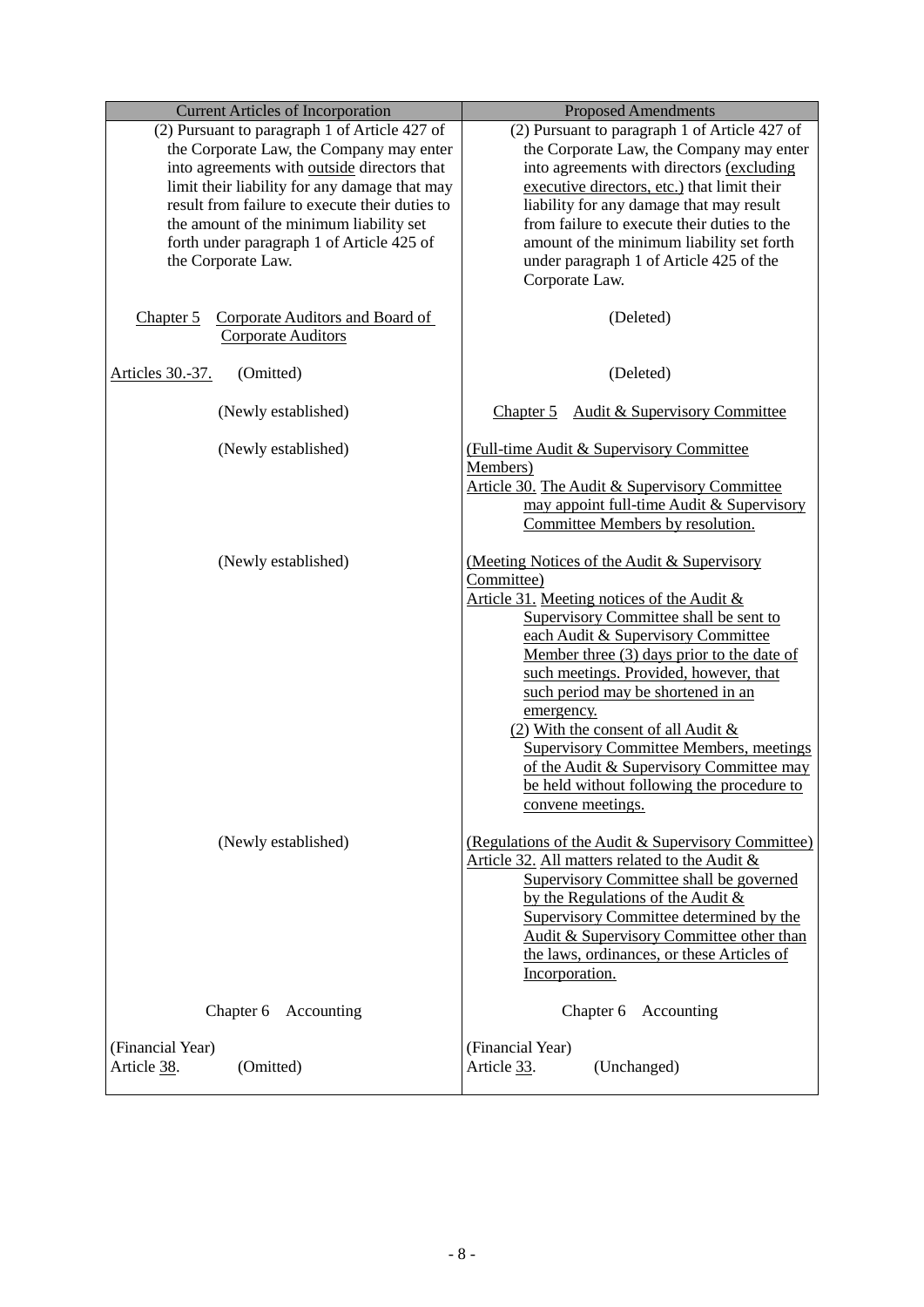| Current Articles of Incorporation | Proposed Amendments |
|---|---|
| (2) Pursuant to paragraph 1 of Article 427 of the Corporate Law, the Company may enter into agreements with outside directors that limit their liability for any damage that may result from failure to execute their duties to the amount of the minimum liability set forth under paragraph 1 of Article 425 of the Corporate Law. | (2) Pursuant to paragraph 1 of Article 427 of the Corporate Law, the Company may enter into agreements with directors (excluding executive directors, etc.) that limit their liability for any damage that may result from failure to execute their duties to the amount of the minimum liability set forth under paragraph 1 of Article 425 of the Corporate Law. |
| Chapter 5 Corporate Auditors and Board of Corporate Auditors | (Deleted) |
| Articles 30.-37. (Omitted) | (Deleted) |
| (Newly established) | Chapter 5 Audit & Supervisory Committee |
| (Newly established) | (Full-time Audit & Supervisory Committee Members)<br>Article 30. The Audit & Supervisory Committee may appoint full-time Audit & Supervisory Committee Members by resolution. |
| (Newly established) | (Meeting Notices of the Audit & Supervisory Committee)<br>Article 31. Meeting notices of the Audit & Supervisory Committee shall be sent to each Audit & Supervisory Committee Member three (3) days prior to the date of such meetings. Provided, however, that such period may be shortened in an emergency.<br>(2) With the consent of all Audit & Supervisory Committee Members, meetings of the Audit & Supervisory Committee may be held without following the procedure to convene meetings. |
| (Newly established) | (Regulations of the Audit & Supervisory Committee)<br>Article 32. All matters related to the Audit & Supervisory Committee shall be governed by the Regulations of the Audit & Supervisory Committee determined by the Audit & Supervisory Committee other than the laws, ordinances, or these Articles of Incorporation. |
| Chapter 6 Accounting | Chapter 6 Accounting |
| (Financial Year)<br>Article 38. (Omitted) | (Financial Year)<br>Article 33. (Unchanged) |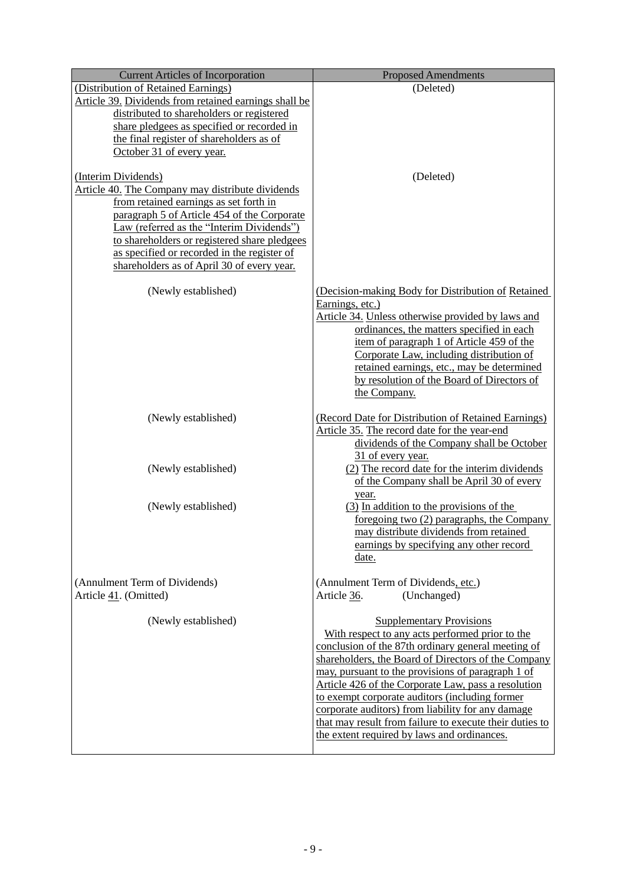| Current Articles of Incorporation | Proposed Amendments |
|---|---|
| (Distribution of Retained Earnings)<br>Article 39. Dividends from retained earnings shall be distributed to shareholders or registered share pledgees as specified or recorded in the final register of shareholders as of October 31 of every year. | (Deleted) |
| (Interim Dividends)<br>Article 40. The Company may distribute dividends from retained earnings as set forth in paragraph 5 of Article 454 of the Corporate Law (referred as the "Interim Dividends") to shareholders or registered share pledgees as specified or recorded in the register of shareholders as of April 30 of every year. | (Deleted) |
| (Newly established) | (Decision-making Body for Distribution of Retained Earnings, etc.)<br>Article 34. Unless otherwise provided by laws and ordinances, the matters specified in each item of paragraph 1 of Article 459 of the Corporate Law, including distribution of retained earnings, etc., may be determined by resolution of the Board of Directors of the Company. |
| (Newly established) | (Record Date for Distribution of Retained Earnings)<br>Article 35. The record date for the year-end dividends of the Company shall be October 31 of every year. |
| (Newly established) | (2) The record date for the interim dividends of the Company shall be April 30 of every year. |
| (Newly established) | (3) In addition to the provisions of the foregoing two (2) paragraphs, the Company may distribute dividends from retained earnings by specifying any other record date. |
| (Annulment Term of Dividends)<br>Article 41. (Omitted) | (Annulment Term of Dividends, etc.)<br>Article 36. (Unchanged) |
| (Newly established) | Supplementary Provisions<br>With respect to any acts performed prior to the conclusion of the 87th ordinary general meeting of shareholders, the Board of Directors of the Company may, pursuant to the provisions of paragraph 1 of Article 426 of the Corporate Law, pass a resolution to exempt corporate auditors (including former corporate auditors) from liability for any damage that may result from failure to execute their duties to the extent required by laws and ordinances. |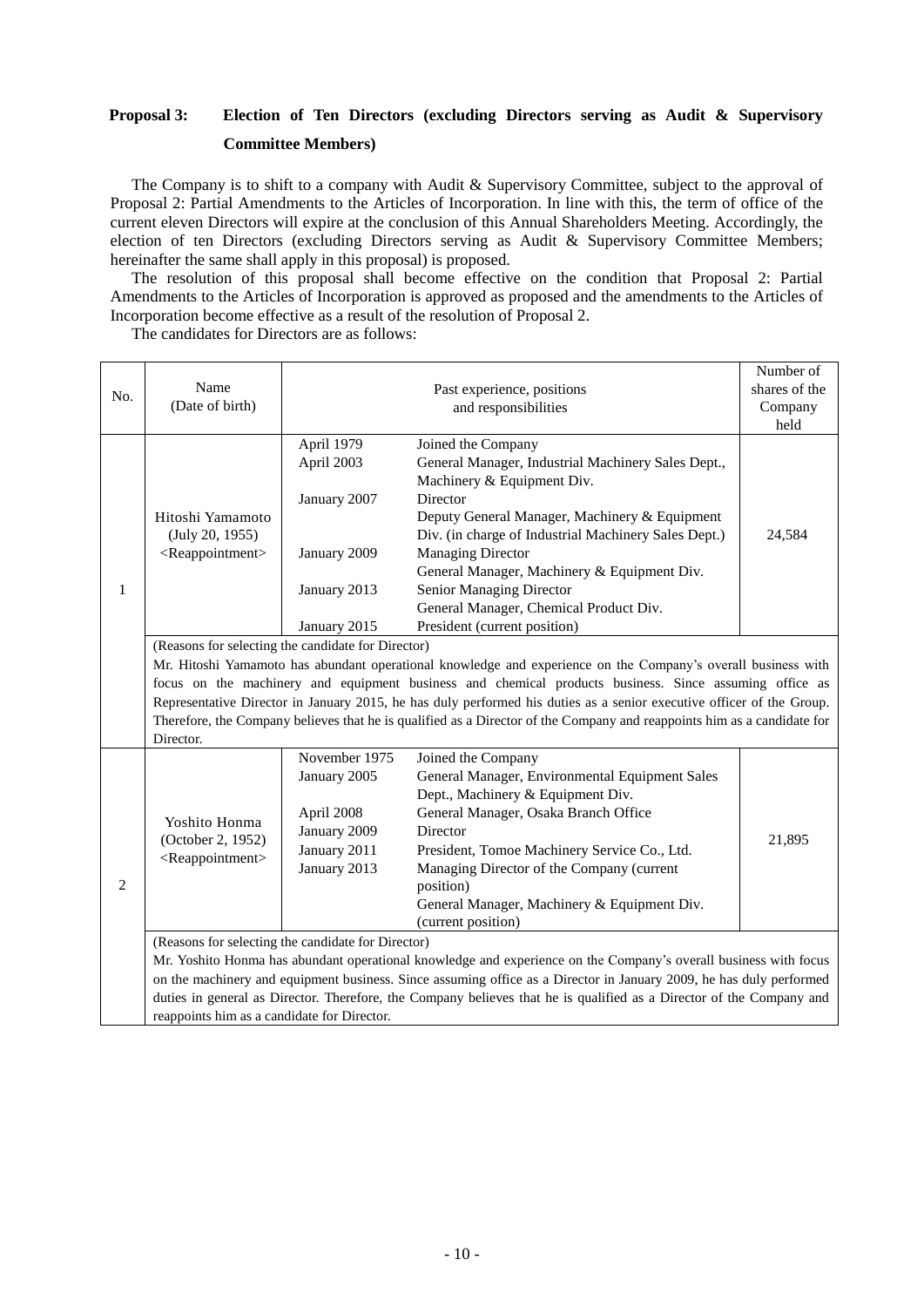## Proposal 3: Election of Ten Directors (excluding Directors serving as Audit & Supervisory Committee Members)

The Company is to shift to a company with Audit & Supervisory Committee, subject to the approval of Proposal 2: Partial Amendments to the Articles of Incorporation. In line with this, the term of office of the current eleven Directors will expire at the conclusion of this Annual Shareholders Meeting. Accordingly, the election of ten Directors (excluding Directors serving as Audit & Supervisory Committee Members; hereinafter the same shall apply in this proposal) is proposed.

The resolution of this proposal shall become effective on the condition that Proposal 2: Partial Amendments to the Articles of Incorporation is approved as proposed and the amendments to the Articles of Incorporation become effective as a result of the resolution of Proposal 2.

The candidates for Directors are as follows:

| No. | Name (Date of birth) | Past experience, positions and responsibilities | | Number of shares of the Company held |
|---|---|---|---|---|
| 1 | Hitoshi Yamamoto (July 20, 1955) <Reappointment> | April 1979 | Joined the Company | 24,584 |
| | | April 2003 | General Manager, Industrial Machinery Sales Dept., Machinery & Equipment Div. | |
| | | January 2007 | Director<br>Deputy General Manager, Machinery & Equipment Div. (in charge of Industrial Machinery Sales Dept.) | |
| | | January 2009 | Managing Director<br>General Manager, Machinery & Equipment Div. | |
| | | January 2013 | Senior Managing Director<br>General Manager, Chemical Product Div. | |
| | | January 2015 | President (current position) | |
| | (Reasons for selecting the candidate for Director)<br>Mr. Hitoshi Yamamoto has abundant operational knowledge and experience on the Company's overall business with focus on the machinery and equipment business and chemical products business. Since assuming office as Representative Director in January 2015, he has duly performed his duties as a senior executive officer of the Group. Therefore, the Company believes that he is qualified as a Director of the Company and reappoints him as a candidate for Director. | | | |
| 2 | Yoshito Honma (October 2, 1952) <Reappointment> | November 1975 | Joined the Company | 21,895 |
| | | January 2005 | General Manager, Environmental Equipment Sales Dept., Machinery & Equipment Div. | |
| | | April 2008 | General Manager, Osaka Branch Office | |
| | | January 2009 | Director | |
| | | January 2011 | President, Tomoe Machinery Service Co., Ltd. | |
| | | January 2013 | Managing Director of the Company (current position)<br>General Manager, Machinery & Equipment Div. (current position) | |
| | (Reasons for selecting the candidate for Director)<br>Mr. Yoshito Honma has abundant operational knowledge and experience on the Company's overall business with focus on the machinery and equipment business. Since assuming office as a Director in January 2009, he has duly performed duties in general as Director. Therefore, the Company believes that he is qualified as a Director of the Company and reappoints him as a candidate for Director. | | | |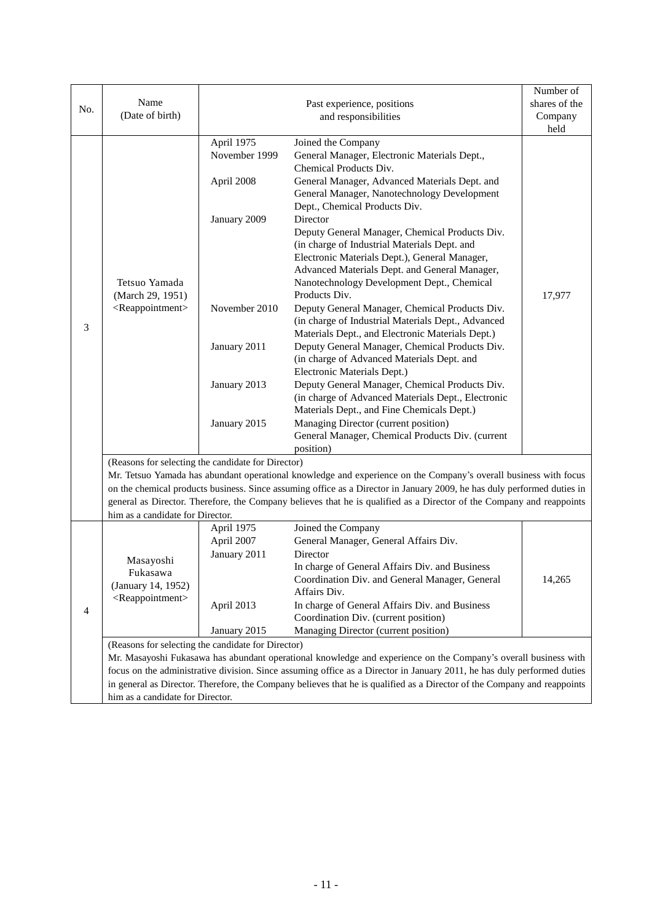| No. | Name (Date of birth) | Past experience, positions and responsibilities | | Number of shares of the Company held |
|---|---|---|---|---|
| 3 | Tetsuo Yamada (March 29, 1951) <Reappointment> | April 1975 | Joined the Company | 17,977 |
| | | November 1999 | General Manager, Electronic Materials Dept., Chemical Products Div. | |
| | | April 2008 | General Manager, Advanced Materials Dept. and General Manager, Nanotechnology Development Dept., Chemical Products Div. | |
| | | January 2009 | Director<br>Deputy General Manager, Chemical Products Div. (in charge of Industrial Materials Dept. and Electronic Materials Dept.), General Manager, Advanced Materials Dept. and General Manager, Nanotechnology Development Dept., Chemical Products Div. | |
| | | November 2010 | Deputy General Manager, Chemical Products Div. (in charge of Industrial Materials Dept., Advanced Materials Dept., and Electronic Materials Dept.) | |
| | | January 2011 | Deputy General Manager, Chemical Products Div. (in charge of Advanced Materials Dept. and Electronic Materials Dept.) | |
| | | January 2013 | Deputy General Manager, Chemical Products Div. (in charge of Advanced Materials Dept., Electronic Materials Dept., and Fine Chemicals Dept.) | |
| | | January 2015 | Managing Director (current position)<br>General Manager, Chemical Products Div. (current position) | |
| | (Reasons for selecting the candidate for Director)<br>Mr. Tetsuo Yamada has abundant operational knowledge and experience on the Company's overall business with focus on the chemical products business. Since assuming office as a Director in January 2009, he has duly performed duties in general as Director. Therefore, the Company believes that he is qualified as a Director of the Company and reappoints him as a candidate for Director. | | | |
| 4 | Masayoshi Fukasawa (January 14, 1952) <Reappointment> | April 1975 | Joined the Company | 14,265 |
| | | April 2007 | General Manager, General Affairs Div. | |
| | | January 2011 | Director<br>In charge of General Affairs Div. and Business Coordination Div. and General Manager, General Affairs Div. | |
| | | April 2013 | In charge of General Affairs Div. and Business Coordination Div. (current position) | |
| | | January 2015 | Managing Director (current position) | |
| | (Reasons for selecting the candidate for Director)<br>Mr. Masayoshi Fukasawa has abundant operational knowledge and experience on the Company's overall business with focus on the administrative division. Since assuming office as a Director in January 2011, he has duly performed duties in general as Director. Therefore, the Company believes that he is qualified as a Director of the Company and reappoints him as a candidate for Director. | | | |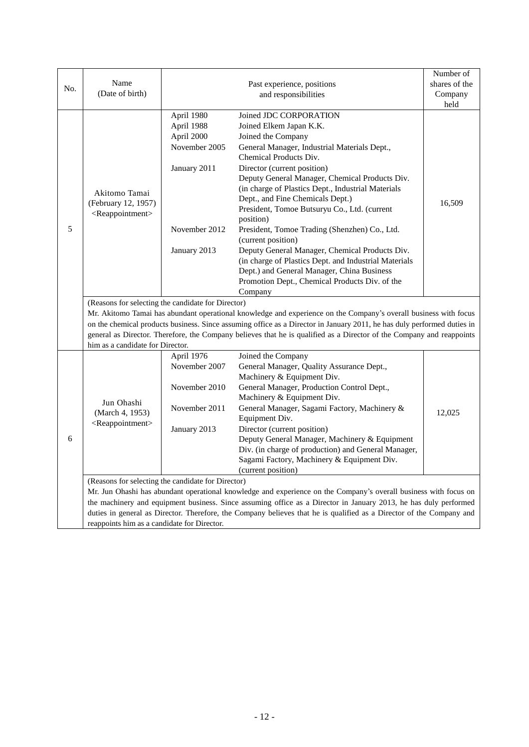| No. | Name (Date of birth) | Past experience, positions and responsibilities | | Number of shares of the Company held |
|---|---|---|---|---|
| 5 | Akitomo Tamai (February 12, 1957) <Reappointment> | April 1980 | Joined JDC CORPORATION | 16,509 |
| | | April 1988 | Joined Elkem Japan K.K. | |
| | | April 2000 | Joined the Company | |
| | | November 2005 | General Manager, Industrial Materials Dept., Chemical Products Div. | |
| | | January 2011 | Director (current position) Deputy General Manager, Chemical Products Div. (in charge of Plastics Dept., Industrial Materials Dept., and Fine Chemicals Dept.) President, Tomoe Butsuryu Co., Ltd. (current position) | |
| | | November 2012 | President, Tomoe Trading (Shenzhen) Co., Ltd. (current position) | |
| | | January 2013 | Deputy General Manager, Chemical Products Div. (in charge of Plastics Dept. and Industrial Materials Dept.) and General Manager, China Business Promotion Dept., Chemical Products Div. of the Company | |
| | (Reasons for selecting the candidate for Director) Mr. Akitomo Tamai has abundant operational knowledge and experience on the Company's overall business with focus on the chemical products business. Since assuming office as a Director in January 2011, he has duly performed duties in general as Director. Therefore, the Company believes that he is qualified as a Director of the Company and reappoints him as a candidate for Director. | | | |
| 6 | Jun Ohashi (March 4, 1953) <Reappointment> | April 1976 | Joined the Company | 12,025 |
| | | November 2007 | General Manager, Quality Assurance Dept., Machinery & Equipment Div. | |
| | | November 2010 | General Manager, Production Control Dept., Machinery & Equipment Div. | |
| | | November 2011 | General Manager, Sagami Factory, Machinery & Equipment Div. | |
| | | January 2013 | Director (current position) Deputy General Manager, Machinery & Equipment Div. (in charge of production) and General Manager, Sagami Factory, Machinery & Equipment Div. (current position) | |
| | (Reasons for selecting the candidate for Director) Mr. Jun Ohashi has abundant operational knowledge and experience on the Company's overall business with focus on the machinery and equipment business. Since assuming office as a Director in January 2013, he has duly performed duties in general as Director. Therefore, the Company believes that he is qualified as a Director of the Company and reappoints him as a candidate for Director. | | | |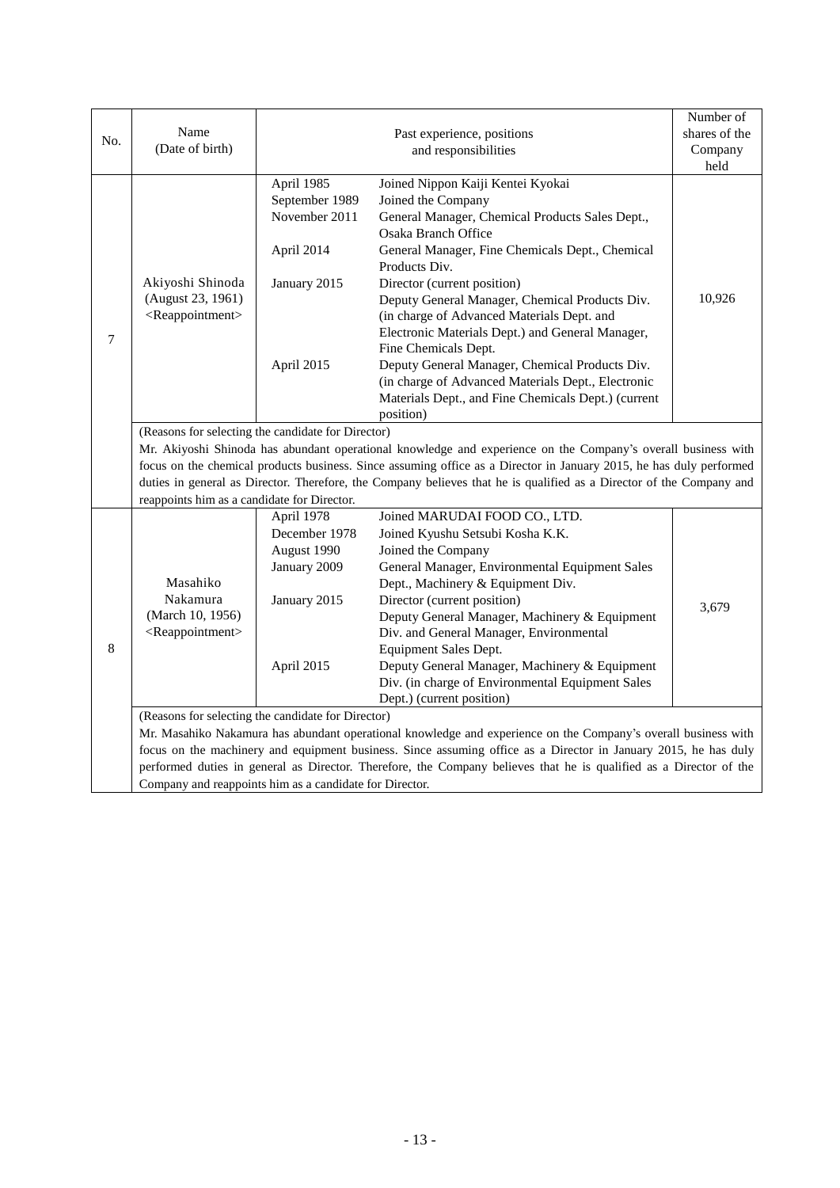| No. | Name (Date of birth) | Past experience, positions and responsibilities | | Number of shares of the Company held |
|---|---|---|---|---|
| 7 | Akiyoshi Shinoda (August 23, 1961) <Reappointment> | April 1985 | Joined Nippon Kaiji Kentei Kyokai | 10,926 |
| | | September 1989 | Joined the Company | |
| | | November 2011 | General Manager, Chemical Products Sales Dept., Osaka Branch Office | |
| | | April 2014 | General Manager, Fine Chemicals Dept., Chemical Products Div. | |
| | | January 2015 | Director (current position) Deputy General Manager, Chemical Products Div. (in charge of Advanced Materials Dept. and Electronic Materials Dept.) and General Manager, Fine Chemicals Dept. | |
| | | April 2015 | Deputy General Manager, Chemical Products Div. (in charge of Advanced Materials Dept., Electronic Materials Dept., and Fine Chemicals Dept.) (current position) | |
| | (Reasons for selecting the candidate for Director) Mr. Akiyoshi Shinoda has abundant operational knowledge and experience on the Company's overall business with focus on the chemical products business. Since assuming office as a Director in January 2015, he has duly performed duties in general as Director. Therefore, the Company believes that he is qualified as a Director of the Company and reappoints him as a candidate for Director. | | | |
| 8 | Masahiko Nakamura (March 10, 1956) <Reappointment> | April 1978 | Joined MARUDAI FOOD CO., LTD. | 3,679 |
| | | December 1978 | Joined Kyushu Setsubi Kosha K.K. | |
| | | August 1990 | Joined the Company | |
| | | January 2009 | General Manager, Environmental Equipment Sales Dept., Machinery & Equipment Div. | |
| | | January 2015 | Director (current position) Deputy General Manager, Machinery & Equipment Div. and General Manager, Environmental Equipment Sales Dept. | |
| | | April 2015 | Deputy General Manager, Machinery & Equipment Div. (in charge of Environmental Equipment Sales Dept.) (current position) | |
| | (Reasons for selecting the candidate for Director) Mr. Masahiko Nakamura has abundant operational knowledge and experience on the Company's overall business with focus on the machinery and equipment business. Since assuming office as a Director in January 2015, he has duly performed duties in general as Director. Therefore, the Company believes that he is qualified as a Director of the Company and reappoints him as a candidate for Director. | | | |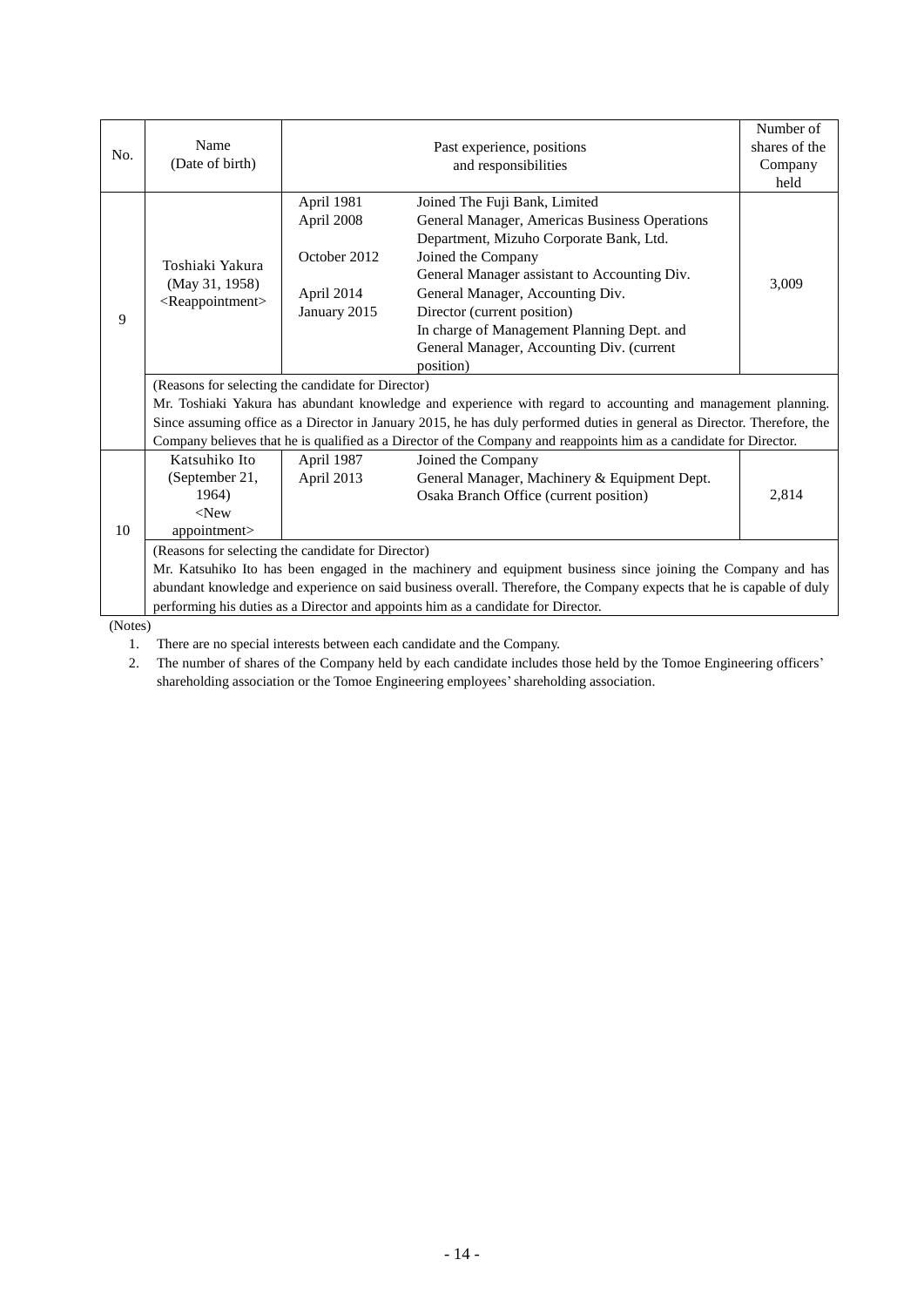| No. | Name (Date of birth) | Past experience, positions and responsibilities | | Number of shares of the Company held |
|---|---|---|---|---|
| 9 | Toshiaki Yakura (May 31, 1958) <Reappointment> | April 1981<br>April 2008<br><br>October 2012<br><br>April 2014<br>January 2015 | Joined The Fuji Bank, Limited<br>General Manager, Americas Business Operations Department, Mizuho Corporate Bank, Ltd.<br>Joined the Company<br>General Manager assistant to Accounting Div.<br>General Manager, Accounting Div.<br>Director (current position)<br>In charge of Management Planning Dept. and General Manager, Accounting Div. (current position) | 3,009 |
| | (Reasons for selecting the candidate for Director)<br>Mr. Toshiaki Yakura has abundant knowledge and experience with regard to accounting and management planning. Since assuming office as a Director in January 2015, he has duly performed duties in general as Director. Therefore, the Company believes that he is qualified as a Director of the Company and reappoints him as a candidate for Director. | | | |
| 10 | Katsuhiko Ito (September 21, 1964) <New appointment> | April 1987<br>April 2013 | Joined the Company<br>General Manager, Machinery & Equipment Dept. Osaka Branch Office (current position) | 2,814 |
| | (Reasons for selecting the candidate for Director)<br>Mr. Katsuhiko Ito has been engaged in the machinery and equipment business since joining the Company and has abundant knowledge and experience on said business overall. Therefore, the Company expects that he is capable of duly performing his duties as a Director and appoints him as a candidate for Director. | | | |

(Notes)

1. There are no special interests between each candidate and the Company.
2. The number of shares of the Company held by each candidate includes those held by the Tomoe Engineering officers' shareholding association or the Tomoe Engineering employees' shareholding association.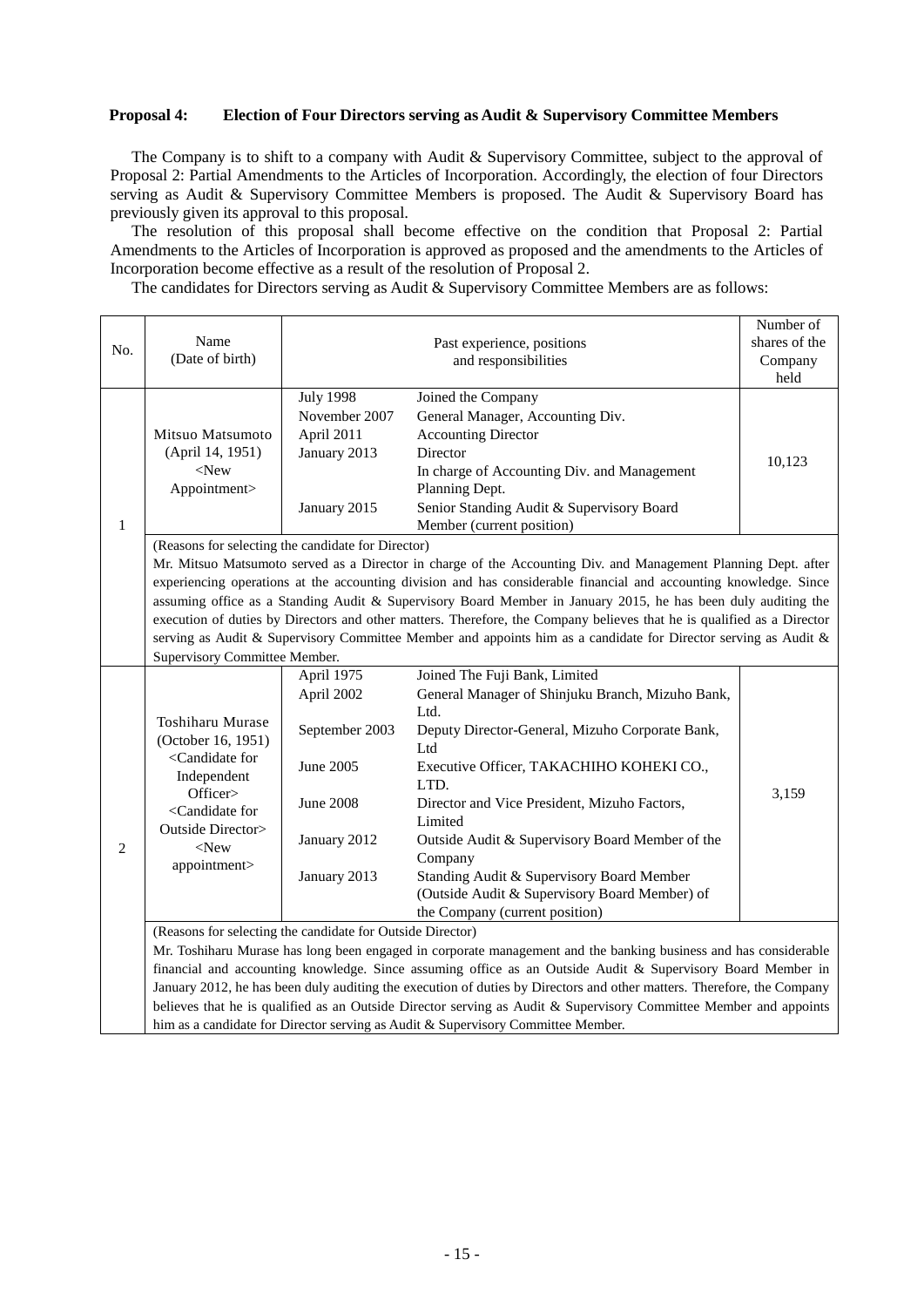**Proposal 4: Election of Four Directors serving as Audit & Supervisory Committee Members**

The Company is to shift to a company with Audit & Supervisory Committee, subject to the approval of Proposal 2: Partial Amendments to the Articles of Incorporation. Accordingly, the election of four Directors serving as Audit & Supervisory Committee Members is proposed. The Audit & Supervisory Board has previously given its approval to this proposal.

The resolution of this proposal shall become effective on the condition that Proposal 2: Partial Amendments to the Articles of Incorporation is approved as proposed and the amendments to the Articles of Incorporation become effective as a result of the resolution of Proposal 2.

The candidates for Directors serving as Audit & Supervisory Committee Members are as follows:

| No. | Name (Date of birth) | Past experience, positions and responsibilities | | Number of shares of the Company held |
|---|---|---|---|---|
| 1 | Mitsuo Matsumoto (April 14, 1951) <New Appointment> | July 1998<br>November 2007<br>April 2011<br>January 2013<br><br><br>January 2015 | Joined the Company<br>General Manager, Accounting Div.<br>Accounting Director<br>Director<br>In charge of Accounting Div. and Management Planning Dept.<br>Senior Standing Audit & Supervisory Board Member (current position) | 10,123 |
| | (Reasons for selecting the candidate for Director)<br>Mr. Mitsuo Matsumoto served as a Director in charge of the Accounting Div. and Management Planning Dept. after experiencing operations at the accounting division and has considerable financial and accounting knowledge. Since assuming office as a Standing Audit & Supervisory Board Member in January 2015, he has been duly auditing the execution of duties by Directors and other matters. Therefore, the Company believes that he is qualified as a Director serving as Audit & Supervisory Committee Member and appoints him as a candidate for Director serving as Audit & Supervisory Committee Member. | | | |
| 2 | Toshiharu Murase (October 16, 1951) <Candidate for Independent Officer> <Candidate for Outside Director> <New appointment> | April 1975<br>April 2002<br><br>September 2003<br><br>June 2005<br><br>June 2008<br><br>January 2012<br><br>January 2013 | Joined The Fuji Bank, Limited<br>General Manager of Shinjuku Branch, Mizuho Bank, Ltd.<br>Deputy Director-General, Mizuho Corporate Bank, Ltd<br>Executive Officer, TAKACHIHO KOHEKI CO., LTD.<br>Director and Vice President, Mizuho Factors, Limited<br>Outside Audit & Supervisory Board Member of the Company<br>Standing Audit & Supervisory Board Member (Outside Audit & Supervisory Board Member) of the Company (current position) | 3,159 |
| | (Reasons for selecting the candidate for Outside Director)<br>Mr. Toshiharu Murase has long been engaged in corporate management and the banking business and has considerable financial and accounting knowledge. Since assuming office as an Outside Audit & Supervisory Board Member in January 2012, he has been duly auditing the execution of duties by Directors and other matters. Therefore, the Company believes that he is qualified as an Outside Director serving as Audit & Supervisory Committee Member and appoints him as a candidate for Director serving as Audit & Supervisory Committee Member. | | | |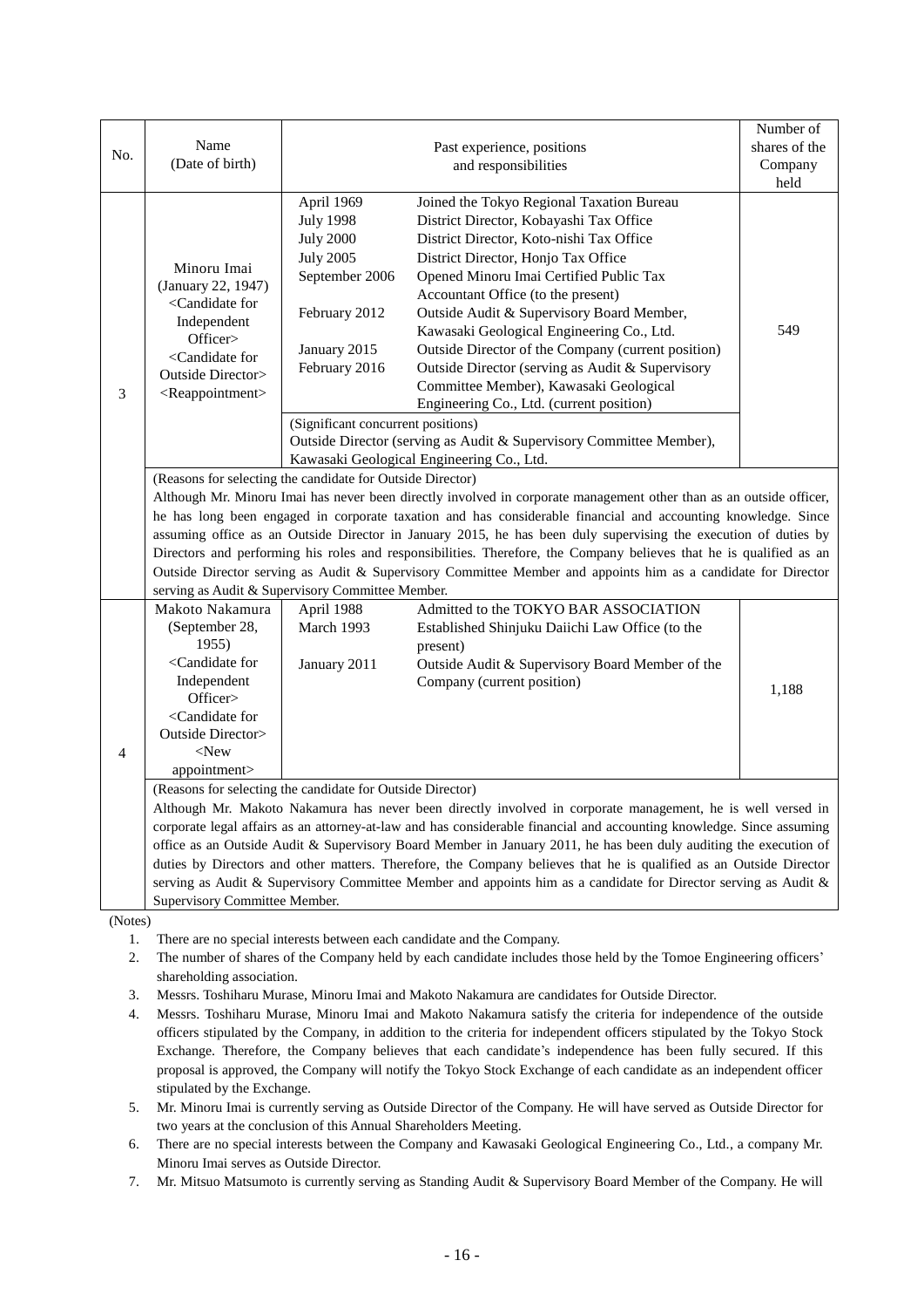| No. | Name (Date of birth) | Past experience, positions and responsibilities | | Number of shares of the Company held |
|---|---|---|---|---|
| 3 | Minoru Imai (January 22, 1947) <Candidate for Independent Officer> <Candidate for Outside Director> <Reappointment> | April 1969<br>July 1998<br>July 2000<br>July 2005<br>September 2006<br><br>February 2012<br><br>January 2015<br>February 2016 | Joined the Tokyo Regional Taxation Bureau<br>District Director, Kobayashi Tax Office<br>District Director, Koto-nishi Tax Office<br>District Director, Honjo Tax Office<br>Opened Minoru Imai Certified Public Tax Accountant Office (to the present)<br>Outside Audit & Supervisory Board Member, Kawasaki Geological Engineering Co., Ltd.<br>Outside Director of the Company (current position)<br>Outside Director (serving as Audit & Supervisory Committee Member), Kawasaki Geological Engineering Co., Ltd. (current position) | 549 |
| | | (Significant concurrent positions)<br>Outside Director (serving as Audit & Supervisory Committee Member), Kawasaki Geological Engineering Co., Ltd. | | |
| | (Reasons for selecting the candidate for Outside Director)<br>Although Mr. Minoru Imai has never been directly involved in corporate management other than as an outside officer, he has long been engaged in corporate taxation and has considerable financial and accounting knowledge. Since assuming office as an Outside Director in January 2015, he has been duly supervising the execution of duties by Directors and performing his roles and responsibilities. Therefore, the Company believes that he is qualified as an Outside Director serving as Audit & Supervisory Committee Member and appoints him as a candidate for Director serving as Audit & Supervisory Committee Member. | | | |
| 4 | Makoto Nakamura (September 28, 1955) <Candidate for Independent Officer> <Candidate for Outside Director> <New appointment> | April 1988<br>March 1993<br><br>January 2011 | Admitted to the TOKYO BAR ASSOCIATION<br>Established Shinjuku Daiichi Law Office (to the present)<br>Outside Audit & Supervisory Board Member of the Company (current position) | 1,188 |
| | (Reasons for selecting the candidate for Outside Director)<br>Although Mr. Makoto Nakamura has never been directly involved in corporate management, he is well versed in corporate legal affairs as an attorney-at-law and has considerable financial and accounting knowledge. Since assuming office as an Outside Audit & Supervisory Board Member in January 2011, he has been duly auditing the execution of duties by Directors and other matters. Therefore, the Company believes that he is qualified as an Outside Director serving as Audit & Supervisory Committee Member and appoints him as a candidate for Director serving as Audit & Supervisory Committee Member. | | | |

(Notes)

1. There are no special interests between each candidate and the Company.
2. The number of shares of the Company held by each candidate includes those held by the Tomoe Engineering officers' shareholding association.
3. Messrs. Toshiharu Murase, Minoru Imai and Makoto Nakamura are candidates for Outside Director.
4. Messrs. Toshiharu Murase, Minoru Imai and Makoto Nakamura satisfy the criteria for independence of the outside officers stipulated by the Company, in addition to the criteria for independent officers stipulated by the Tokyo Stock Exchange. Therefore, the Company believes that each candidate's independence has been fully secured. If this proposal is approved, the Company will notify the Tokyo Stock Exchange of each candidate as an independent officer stipulated by the Exchange.
5. Mr. Minoru Imai is currently serving as Outside Director of the Company. He will have served as Outside Director for two years at the conclusion of this Annual Shareholders Meeting.
6. There are no special interests between the Company and Kawasaki Geological Engineering Co., Ltd., a company Mr. Minoru Imai serves as Outside Director.
7. Mr. Mitsuo Matsumoto is currently serving as Standing Audit & Supervisory Board Member of the Company. He will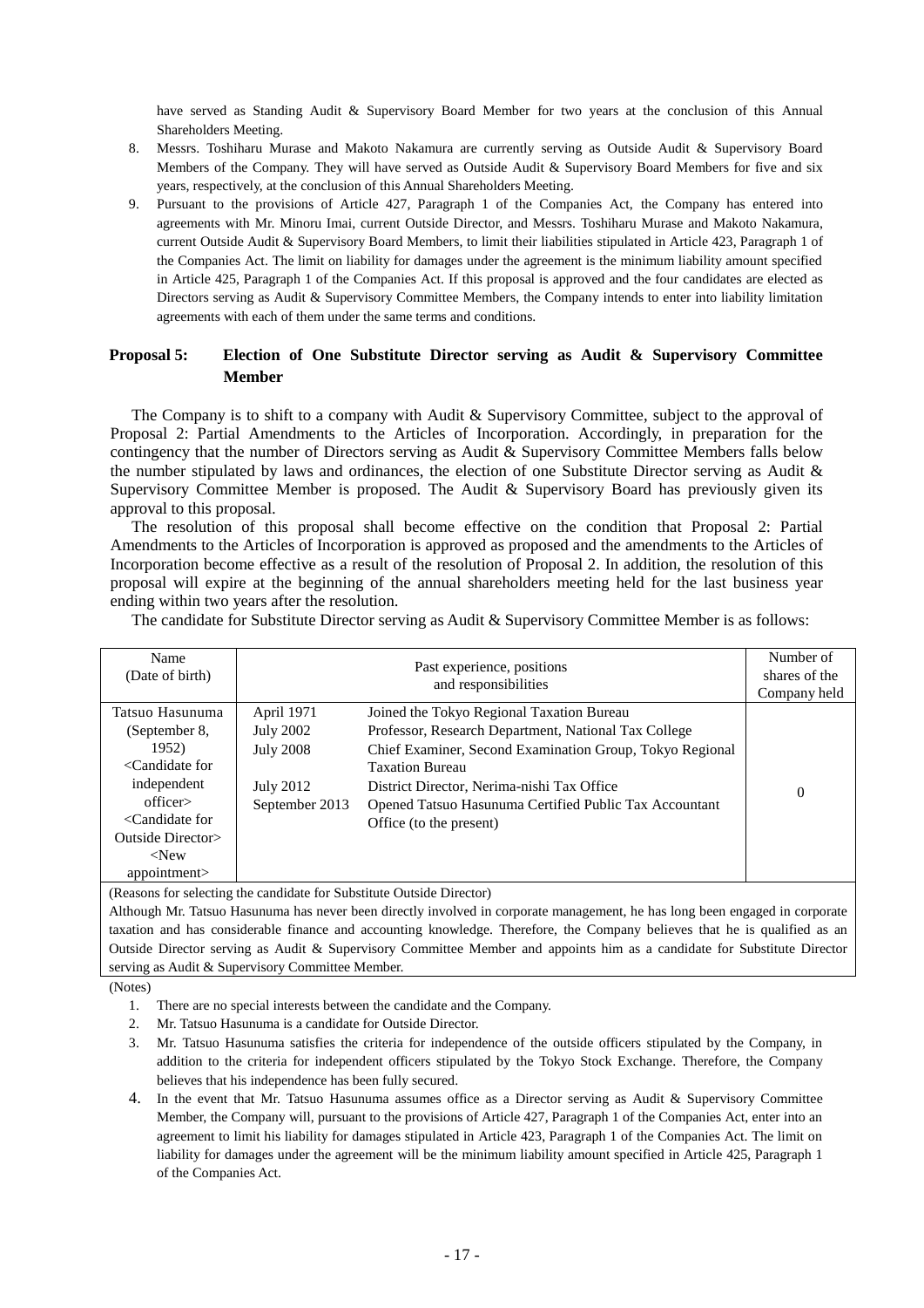have served as Standing Audit & Supervisory Board Member for two years at the conclusion of this Annual Shareholders Meeting.

8. Messrs. Toshiharu Murase and Makoto Nakamura are currently serving as Outside Audit & Supervisory Board Members of the Company. They will have served as Outside Audit & Supervisory Board Members for five and six years, respectively, at the conclusion of this Annual Shareholders Meeting.
9. Pursuant to the provisions of Article 427, Paragraph 1 of the Companies Act, the Company has entered into agreements with Mr. Minoru Imai, current Outside Director, and Messrs. Toshiharu Murase and Makoto Nakamura, current Outside Audit & Supervisory Board Members, to limit their liabilities stipulated in Article 423, Paragraph 1 of the Companies Act. The limit on liability for damages under the agreement is the minimum liability amount specified in Article 425, Paragraph 1 of the Companies Act. If this proposal is approved and the four candidates are elected as Directors serving as Audit & Supervisory Committee Members, the Company intends to enter into liability limitation agreements with each of them under the same terms and conditions.

## Proposal 5: Election of One Substitute Director serving as Audit & Supervisory Committee Member

The Company is to shift to a company with Audit & Supervisory Committee, subject to the approval of Proposal 2: Partial Amendments to the Articles of Incorporation. Accordingly, in preparation for the contingency that the number of Directors serving as Audit & Supervisory Committee Members falls below the number stipulated by laws and ordinances, the election of one Substitute Director serving as Audit & Supervisory Committee Member is proposed. The Audit & Supervisory Board has previously given its approval to this proposal.

The resolution of this proposal shall become effective on the condition that Proposal 2: Partial Amendments to the Articles of Incorporation is approved as proposed and the amendments to the Articles of Incorporation become effective as a result of the resolution of Proposal 2. In addition, the resolution of this proposal will expire at the beginning of the annual shareholders meeting held for the last business year ending within two years after the resolution.

The candidate for Substitute Director serving as Audit & Supervisory Committee Member is as follows:

| Name (Date of birth) | Past experience, positions and responsibilities | | Number of shares of the Company held |
|---|---|---|---|
| Tatsuo Hasunuma (September 8, 1952) <Candidate for independent officer> <Candidate for Outside Director> <New appointment> | April 1971<br>July 2002<br>July 2008<br><br>July 2012<br>September 2013 | Joined the Tokyo Regional Taxation Bureau<br>Professor, Research Department, National Tax College<br>Chief Examiner, Second Examination Group, Tokyo Regional Taxation Bureau<br>District Director, Nerima-nishi Tax Office<br>Opened Tatsuo Hasunuma Certified Public Tax Accountant Office (to the present) | 0 |

(Reasons for selecting the candidate for Substitute Outside Director)
Although Mr. Tatsuo Hasunuma has never been directly involved in corporate management, he has long been engaged in corporate taxation and has considerable finance and accounting knowledge. Therefore, the Company believes that he is qualified as an Outside Director serving as Audit & Supervisory Committee Member and appoints him as a candidate for Substitute Director serving as Audit & Supervisory Committee Member.

(Notes)

1. There are no special interests between the candidate and the Company.
2. Mr. Tatsuo Hasunuma is a candidate for Outside Director.
3. Mr. Tatsuo Hasunuma satisfies the criteria for independence of the outside officers stipulated by the Company, in addition to the criteria for independent officers stipulated by the Tokyo Stock Exchange. Therefore, the Company believes that his independence has been fully secured.
4. In the event that Mr. Tatsuo Hasunuma assumes office as a Director serving as Audit & Supervisory Committee Member, the Company will, pursuant to the provisions of Article 427, Paragraph 1 of the Companies Act, enter into an agreement to limit his liability for damages stipulated in Article 423, Paragraph 1 of the Companies Act. The limit on liability for damages under the agreement will be the minimum liability amount specified in Article 425, Paragraph 1 of the Companies Act.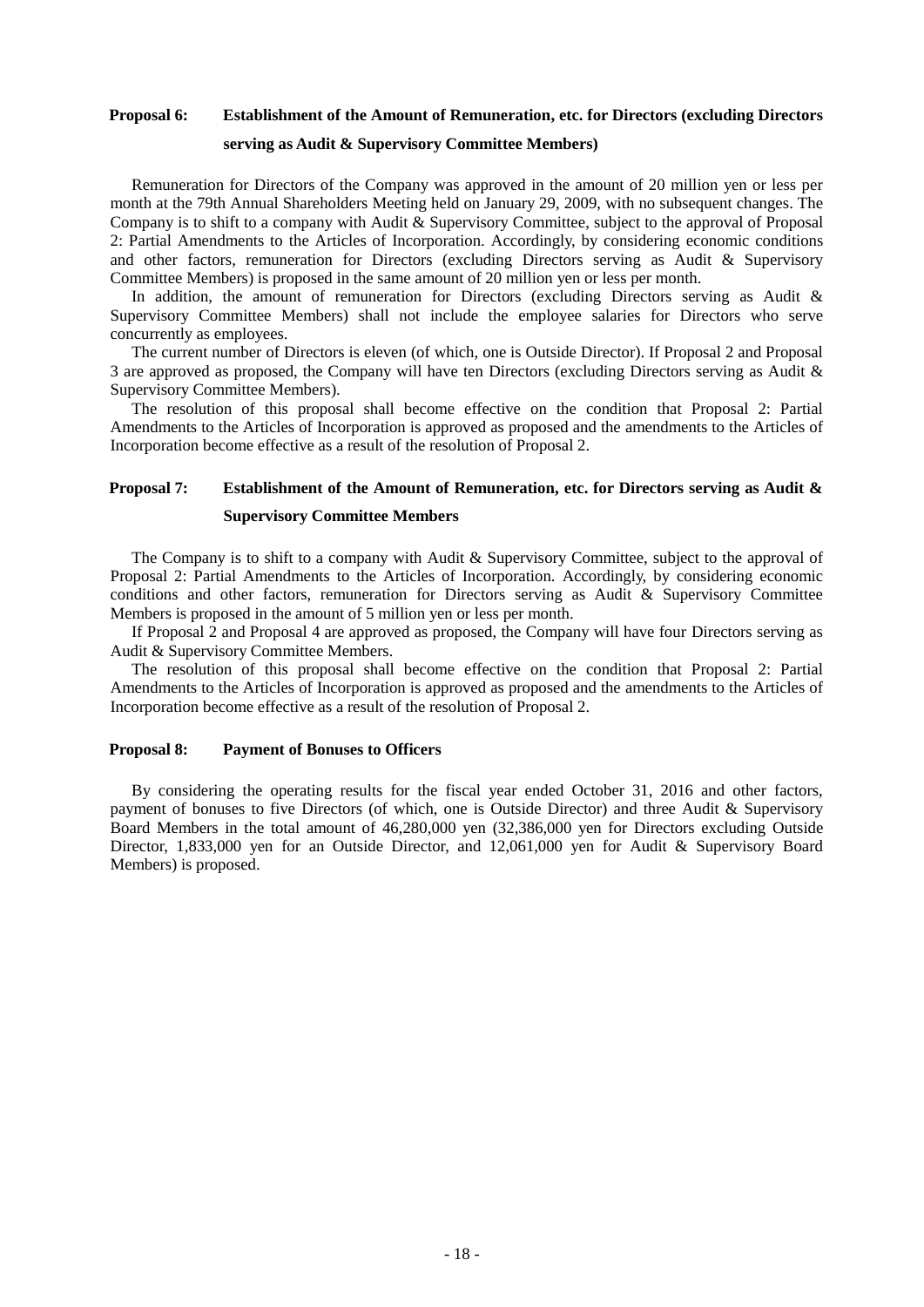### Proposal 6: Establishment of the Amount of Remuneration, etc. for Directors (excluding Directors serving as Audit & Supervisory Committee Members)

Remuneration for Directors of the Company was approved in the amount of 20 million yen or less per month at the 79th Annual Shareholders Meeting held on January 29, 2009, with no subsequent changes. The Company is to shift to a company with Audit & Supervisory Committee, subject to the approval of Proposal 2: Partial Amendments to the Articles of Incorporation. Accordingly, by considering economic conditions and other factors, remuneration for Directors (excluding Directors serving as Audit & Supervisory Committee Members) is proposed in the same amount of 20 million yen or less per month.

In addition, the amount of remuneration for Directors (excluding Directors serving as Audit & Supervisory Committee Members) shall not include the employee salaries for Directors who serve concurrently as employees.

The current number of Directors is eleven (of which, one is Outside Director). If Proposal 2 and Proposal 3 are approved as proposed, the Company will have ten Directors (excluding Directors serving as Audit & Supervisory Committee Members).

The resolution of this proposal shall become effective on the condition that Proposal 2: Partial Amendments to the Articles of Incorporation is approved as proposed and the amendments to the Articles of Incorporation become effective as a result of the resolution of Proposal 2.

### Proposal 7: Establishment of the Amount of Remuneration, etc. for Directors serving as Audit & Supervisory Committee Members

The Company is to shift to a company with Audit & Supervisory Committee, subject to the approval of Proposal 2: Partial Amendments to the Articles of Incorporation. Accordingly, by considering economic conditions and other factors, remuneration for Directors serving as Audit & Supervisory Committee Members is proposed in the amount of 5 million yen or less per month.

If Proposal 2 and Proposal 4 are approved as proposed, the Company will have four Directors serving as Audit & Supervisory Committee Members.

The resolution of this proposal shall become effective on the condition that Proposal 2: Partial Amendments to the Articles of Incorporation is approved as proposed and the amendments to the Articles of Incorporation become effective as a result of the resolution of Proposal 2.

### Proposal 8: Payment of Bonuses to Officers

By considering the operating results for the fiscal year ended October 31, 2016 and other factors, payment of bonuses to five Directors (of which, one is Outside Director) and three Audit & Supervisory Board Members in the total amount of 46,280,000 yen (32,386,000 yen for Directors excluding Outside Director, 1,833,000 yen for an Outside Director, and 12,061,000 yen for Audit & Supervisory Board Members) is proposed.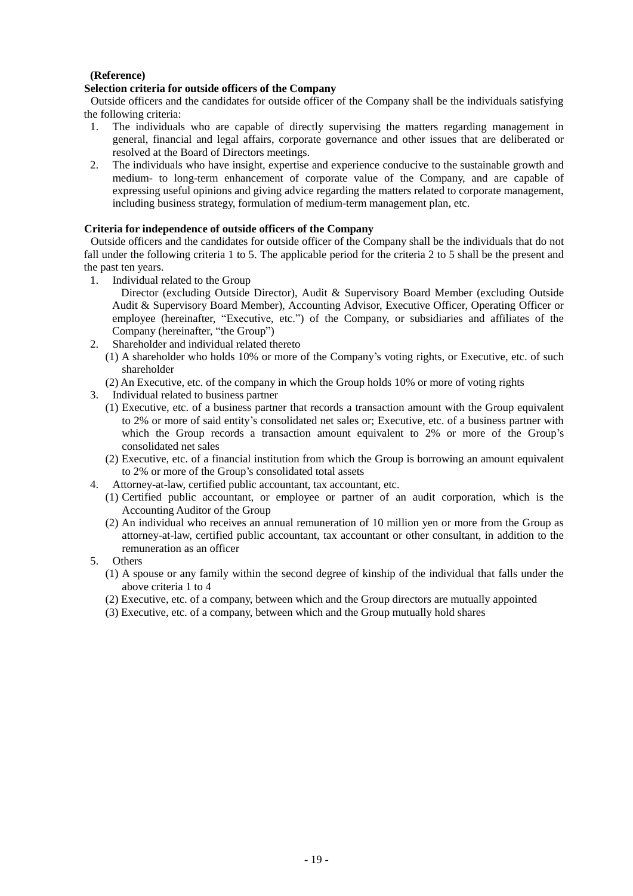**(Reference)**

**Selection criteria for outside officers of the Company**

Outside officers and the candidates for outside officer of the Company shall be the individuals satisfying the following criteria:

1. The individuals who are capable of directly supervising the matters regarding management in general, financial and legal affairs, corporate governance and other issues that are deliberated or resolved at the Board of Directors meetings.
2. The individuals who have insight, expertise and experience conducive to the sustainable growth and medium- to long-term enhancement of corporate value of the Company, and are capable of expressing useful opinions and giving advice regarding the matters related to corporate management, including business strategy, formulation of medium-term management plan, etc.

**Criteria for independence of outside officers of the Company**

Outside officers and the candidates for outside officer of the Company shall be the individuals that do not fall under the following criteria 1 to 5. The applicable period for the criteria 2 to 5 shall be the present and the past ten years.

1. Individual related to the Group
   Director (excluding Outside Director), Audit & Supervisory Board Member (excluding Outside Audit & Supervisory Board Member), Accounting Advisor, Executive Officer, Operating Officer or employee (hereinafter, "Executive, etc.") of the Company, or subsidiaries and affiliates of the Company (hereinafter, "the Group")
2. Shareholder and individual related thereto
   (1) A shareholder who holds 10% or more of the Company's voting rights, or Executive, etc. of such shareholder
   (2) An Executive, etc. of the company in which the Group holds 10% or more of voting rights
3. Individual related to business partner
   (1) Executive, etc. of a business partner that records a transaction amount with the Group equivalent to 2% or more of said entity's consolidated net sales or; Executive, etc. of a business partner with which the Group records a transaction amount equivalent to 2% or more of the Group's consolidated net sales
   (2) Executive, etc. of a financial institution from which the Group is borrowing an amount equivalent to 2% or more of the Group's consolidated total assets
4. Attorney-at-law, certified public accountant, tax accountant, etc.
   (1) Certified public accountant, or employee or partner of an audit corporation, which is the Accounting Auditor of the Group
   (2) An individual who receives an annual remuneration of 10 million yen or more from the Group as attorney-at-law, certified public accountant, tax accountant or other consultant, in addition to the remuneration as an officer
5. Others
   (1) A spouse or any family within the second degree of kinship of the individual that falls under the above criteria 1 to 4
   (2) Executive, etc. of a company, between which and the Group directors are mutually appointed
   (3) Executive, etc. of a company, between which and the Group mutually hold shares